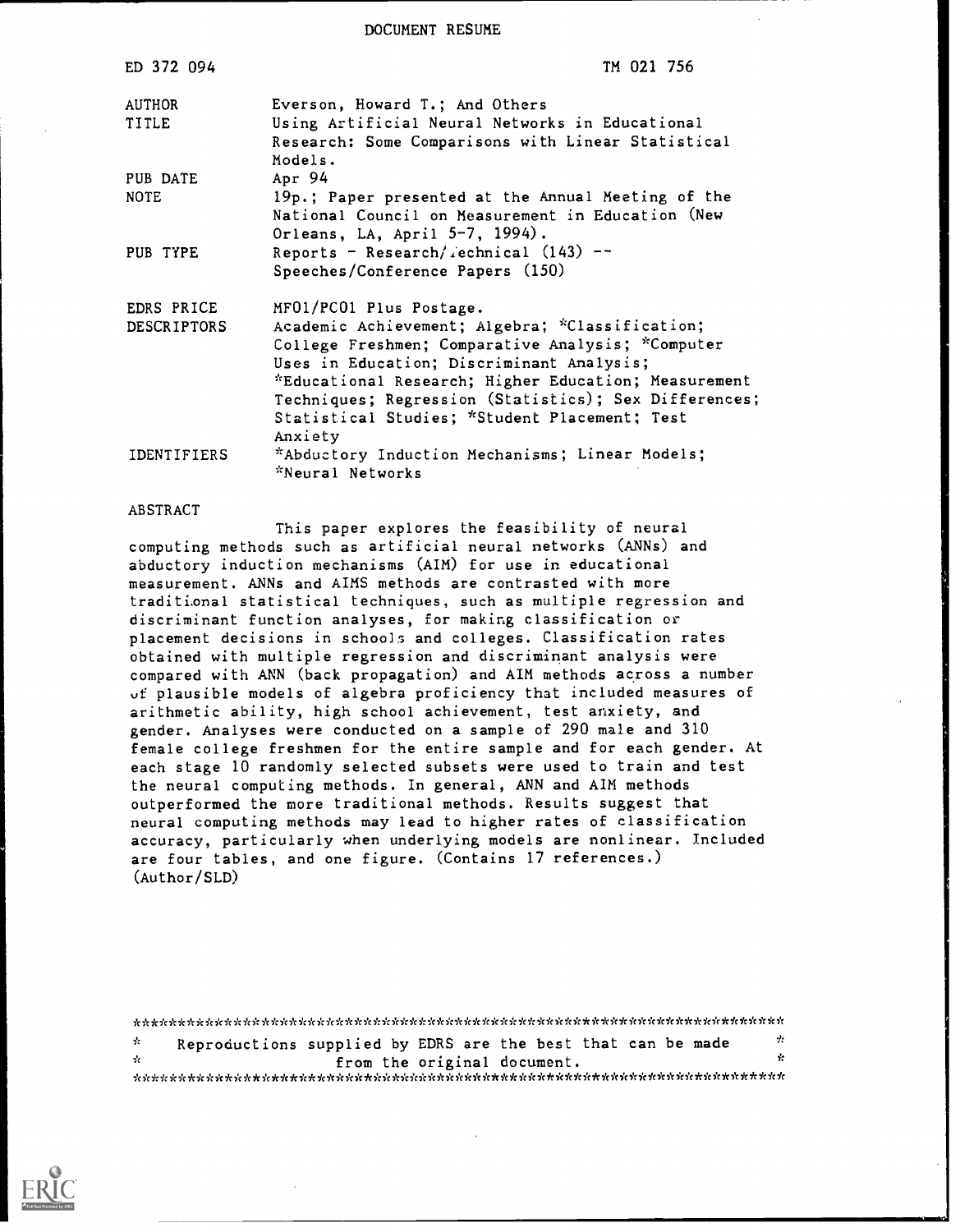DOCUMENT RESUME

| | |
|---|---|
| ED 372 094 | TM 021 756 |
| AUTHOR | Everson, Howard T.; And Others |
| TITLE | Using Artificial Neural Networks in Educational Research: Some Comparisons with Linear Statistical Models. |
| PUB DATE | Apr 94 |
| NOTE | 19p.; Paper presented at the Annual Meeting of the National Council on Measurement in Education (New Orleans, LA, April 5-7, 1994). |
| PUB TYPE | Reports - Research/Technical (143) -- Speeches/Conference Papers (150) |
| EDRS PRICE | MF01/PC01 Plus Postage. |
| DESCRIPTORS | Academic Achievement; Algebra; *Classification; College Freshmen; Comparative Analysis; *Computer Uses in Education; Discriminant Analysis; *Educational Research; Higher Education; Measurement Techniques; Regression (Statistics); Sex Differences; Statistical Studies; *Student Placement; Test Anxiety |
| IDENTIFIERS | *Abductory Induction Mechanisms; Linear Models; *Neural Networks |

ABSTRACT

This paper explores the feasibility of neural computing methods such as artificial neural networks (ANNs) and abductory induction mechanisms (AIM) for use in educational measurement. ANNs and AIMS methods are contrasted with more traditional statistical techniques, such as multiple regression and discriminant function analyses, for making classification or placement decisions in schools and colleges. Classification rates obtained with multiple regression and discriminant analysis were compared with ANN (back propagation) and AIM methods across a number of plausible models of algebra proficiency that included measures of arithmetic ability, high school achievement, test anxiety, and gender. Analyses were conducted on a sample of 290 male and 310 female college freshmen for the entire sample and for each gender. At each stage 10 randomly selected subsets were used to train and test the neural computing methods. In general, ANN and AIM methods outperformed the more traditional methods. Results suggest that neural computing methods may lead to higher rates of classification accuracy, particularly when underlying models are nonlinear. Included are four tables, and one figure. (Contains 17 references.) (Author/SLD)

***********************************************************************

* Reproductions supplied by EDRS are the best that can be made *
* from the original document. *

***********************************************************************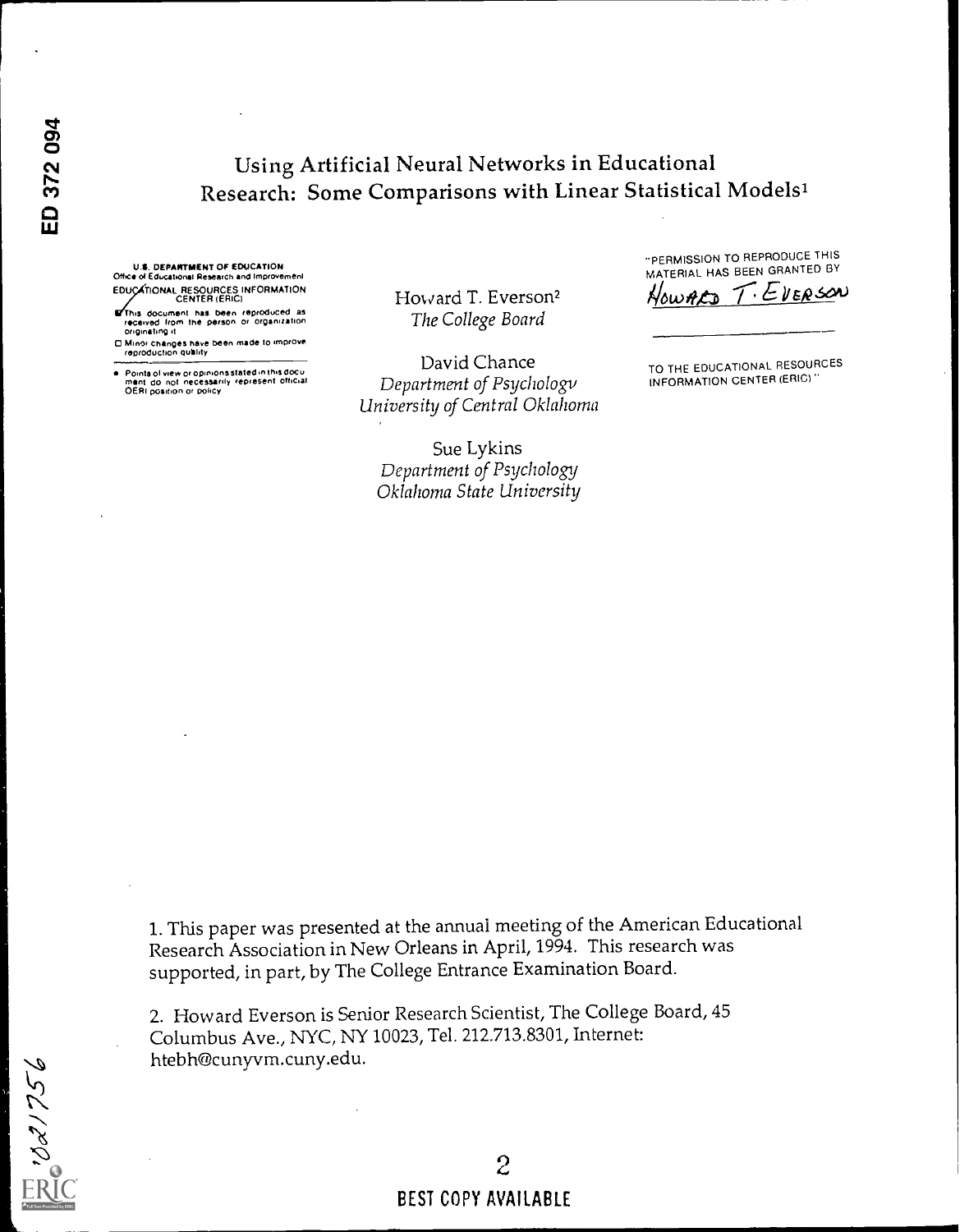# Using Artificial Neural Networks in Educational Research: Some Comparisons with Linear Statistical Models[1]

U.S. DEPARTMENT OF EDUCATION
Office of Educational Research and Improvement
EDUCATIONAL RESOURCES INFORMATION CENTER (ERIC)

- This document has been reproduced as received from the person or organization originating it
- Minor changes have been made to improve reproduction quality
- Points of view or opinions stated in this document do not necessarily represent official OERI position or policy

"PERMISSION TO REPRODUCE THIS MATERIAL HAS BEEN GRANTED BY Howard T. Everson TO THE EDUCATIONAL RESOURCES INFORMATION CENTER (ERIC)."

Howard T. Everson[2]
*The College Board*

David Chance
*Department of Psychology*
*University of Central Oklahoma*

Sue Lykins
*Department of Psychology*
*Oklahoma State University*

1. This paper was presented at the annual meeting of the American Educational Research Association in New Orleans in April, 1994. This research was supported, in part, by The College Entrance Examination Board.

2. Howard Everson is Senior Research Scientist, The College Board, 45 Columbus Ave., NYC, NY 10023, Tel. 212.713.8301, Internet: htebh@cunyvm.cuny.edu.

BEST COPY AVAILABLE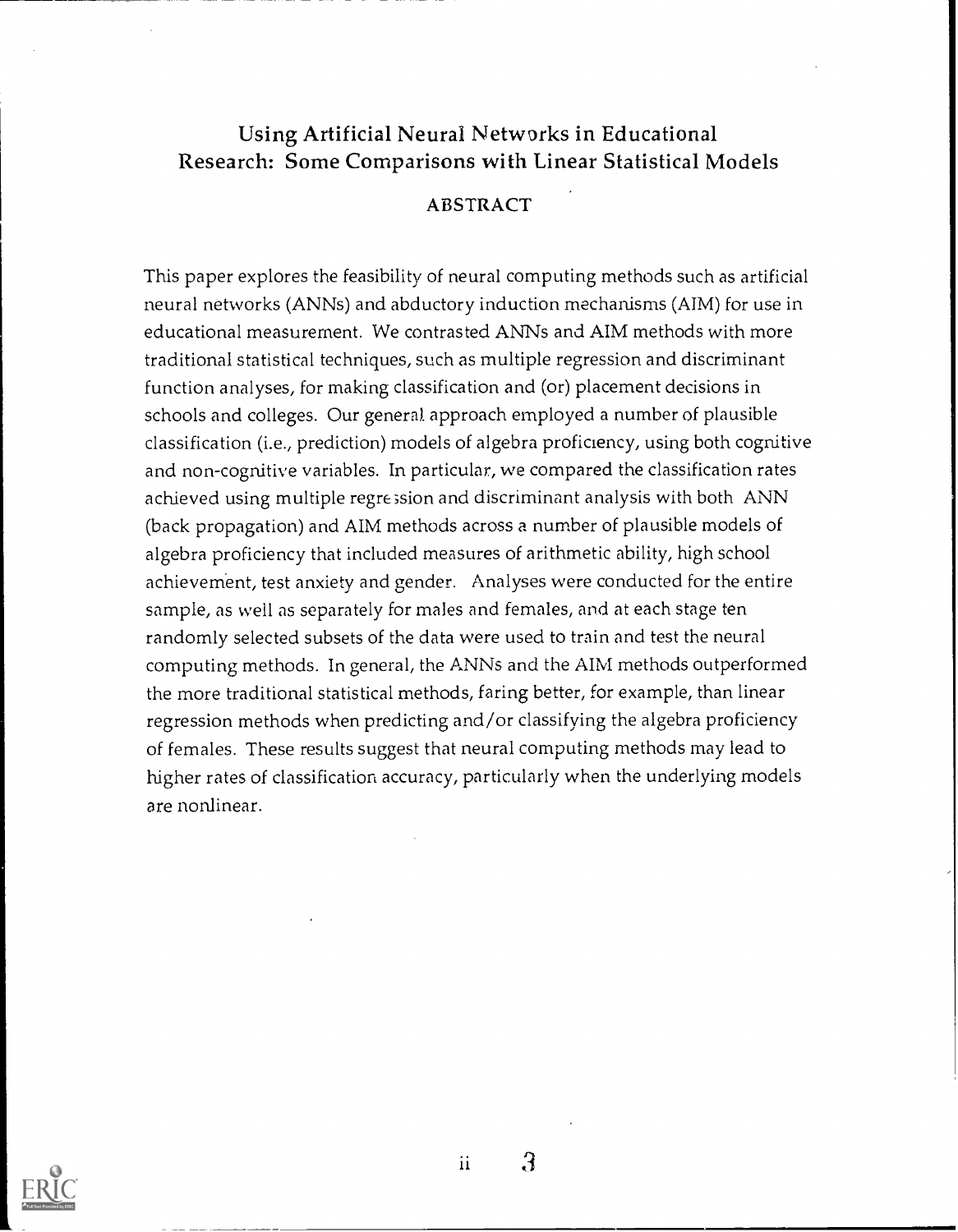# Using Artificial Neural Networks in Educational Research: Some Comparisons with Linear Statistical Models

## ABSTRACT

This paper explores the feasibility of neural computing methods such as artificial neural networks (ANNs) and abductory induction mechanisms (AIM) for use in educational measurement. We contrasted ANNs and AIM methods with more traditional statistical techniques, such as multiple regression and discriminant function analyses, for making classification and (or) placement decisions in schools and colleges. Our general approach employed a number of plausible classification (i.e., prediction) models of algebra proficiency, using both cognitive and non-cognitive variables. In particular, we compared the classification rates achieved using multiple regression and discriminant analysis with both ANN (back propagation) and AIM methods across a number of plausible models of algebra proficiency that included measures of arithmetic ability, high school achievement, test anxiety and gender. Analyses were conducted for the entire sample, as well as separately for males and females, and at each stage ten randomly selected subsets of the data were used to train and test the neural computing methods. In general, the ANNs and the AIM methods outperformed the more traditional statistical methods, faring better, for example, than linear regression methods when predicting and/or classifying the algebra proficiency of females. These results suggest that neural computing methods may lead to higher rates of classification accuracy, particularly when the underlying models are nonlinear.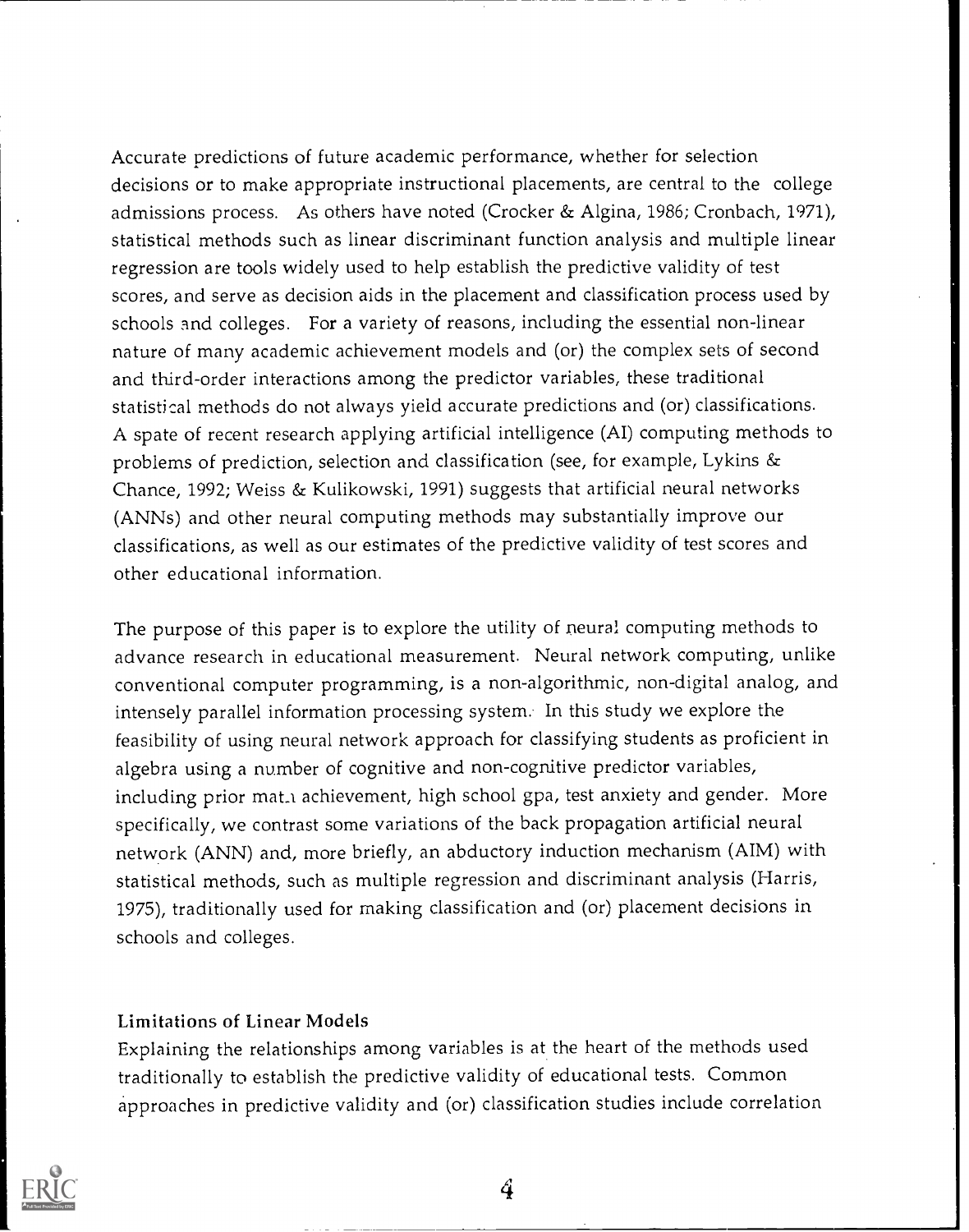Accurate predictions of future academic performance, whether for selection decisions or to make appropriate instructional placements, are central to the college admissions process. As others have noted (Crocker & Algina, 1986; Cronbach, 1971), statistical methods such as linear discriminant function analysis and multiple linear regression are tools widely used to help establish the predictive validity of test scores, and serve as decision aids in the placement and classification process used by schools and colleges. For a variety of reasons, including the essential non-linear nature of many academic achievement models and (or) the complex sets of second and third-order interactions among the predictor variables, these traditional statistical methods do not always yield accurate predictions and (or) classifications. A spate of recent research applying artificial intelligence (AI) computing methods to problems of prediction, selection and classification (see, for example, Lykins & Chance, 1992; Weiss & Kulikowski, 1991) suggests that artificial neural networks (ANNs) and other neural computing methods may substantially improve our classifications, as well as our estimates of the predictive validity of test scores and other educational information.

The purpose of this paper is to explore the utility of neural computing methods to advance research in educational measurement. Neural network computing, unlike conventional computer programming, is a non-algorithmic, non-digital analog, and intensely parallel information processing system. In this study we explore the feasibility of using neural network approach for classifying students as proficient in algebra using a number of cognitive and non-cognitive predictor variables, including prior math achievement, high school gpa, test anxiety and gender. More specifically, we contrast some variations of the back propagation artificial neural network (ANN) and, more briefly, an abductory induction mechanism (AIM) with statistical methods, such as multiple regression and discriminant analysis (Harris, 1975), traditionally used for making classification and (or) placement decisions in schools and colleges.

### Limitations of Linear Models

Explaining the relationships among variables is at the heart of the methods used traditionally to establish the predictive validity of educational tests. Common approaches in predictive validity and (or) classification studies include correlation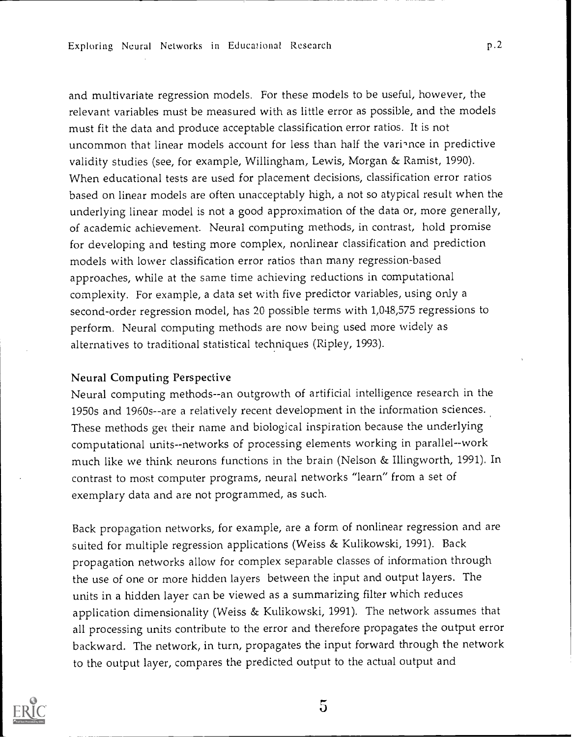and multivariate regression models. For these models to be useful, however, the relevant variables must be measured with as little error as possible, and the models must fit the data and produce acceptable classification error ratios. It is not uncommon that linear models account for less than half the variance in predictive validity studies (see, for example, Willingham, Lewis, Morgan & Ramist, 1990). When educational tests are used for placement decisions, classification error ratios based on linear models are often unacceptably high, a not so atypical result when the underlying linear model is not a good approximation of the data or, more generally, of academic achievement. Neural computing methods, in contrast, hold promise for developing and testing more complex, nonlinear classification and prediction models with lower classification error ratios than many regression-based approaches, while at the same time achieving reductions in computational complexity. For example, a data set with five predictor variables, using only a second-order regression model, has 20 possible terms with 1,048,575 regressions to perform. Neural computing methods are now being used more widely as alternatives to traditional statistical techniques (Ripley, 1993).

### Neural Computing Perspective

Neural computing methods--an outgrowth of artificial intelligence research in the 1950s and 1960s--are a relatively recent development in the information sciences. These methods get their name and biological inspiration because the underlying computational units--networks of processing elements working in parallel--work much like we think neurons functions in the brain (Nelson & Illingworth, 1991). In contrast to most computer programs, neural networks "learn" from a set of exemplary data and are not programmed, as such.

Back propagation networks, for example, are a form of nonlinear regression and are suited for multiple regression applications (Weiss & Kulikowski, 1991). Back propagation networks allow for complex separable classes of information through the use of one or more hidden layers between the input and output layers. The units in a hidden layer can be viewed as a summarizing filter which reduces application dimensionality (Weiss & Kulikowski, 1991). The network assumes that all processing units contribute to the error and therefore propagates the output error backward. The network, in turn, propagates the input forward through the network to the output layer, compares the predicted output to the actual output and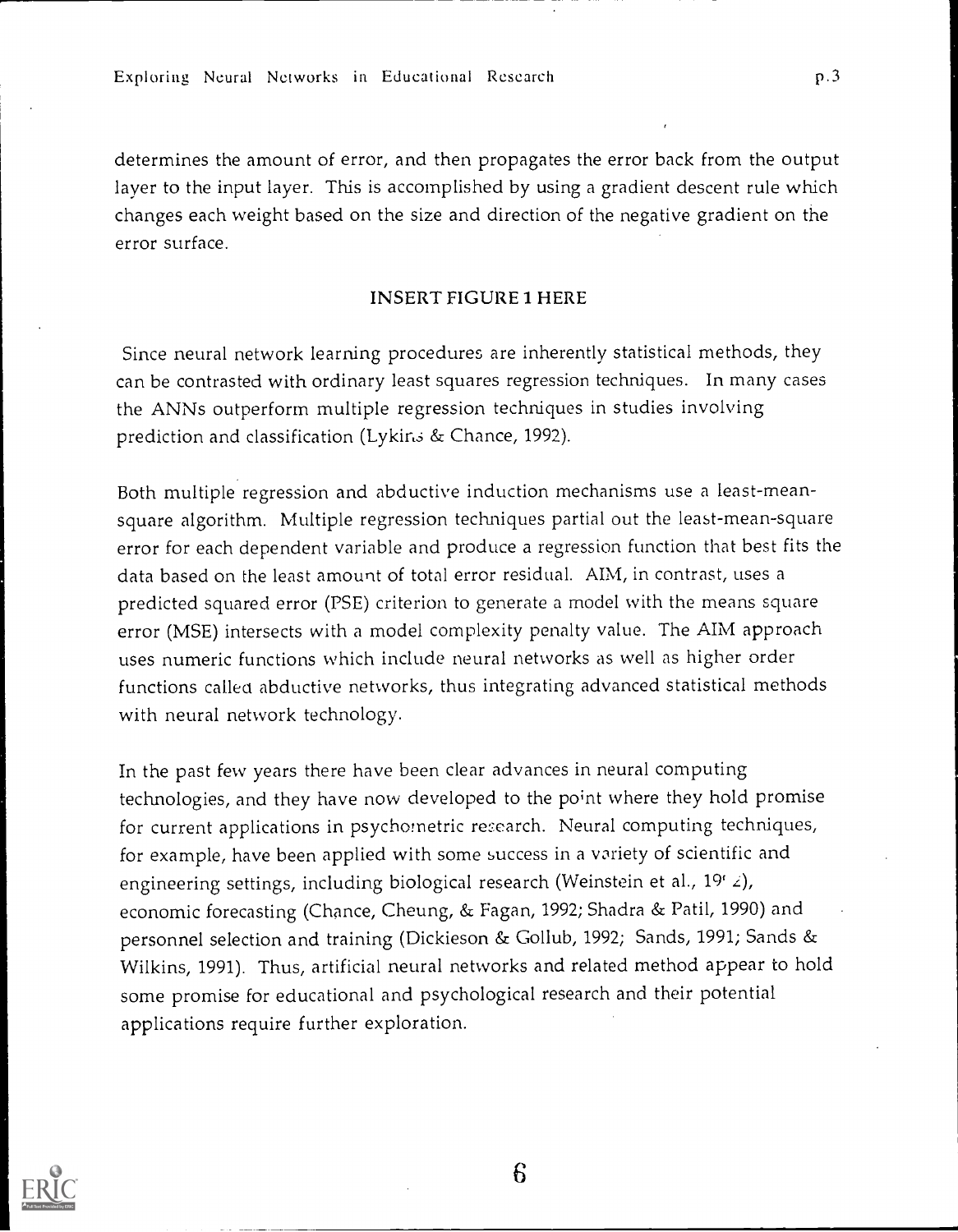determines the amount of error, and then propagates the error back from the output layer to the input layer. This is accomplished by using a gradient descent rule which changes each weight based on the size and direction of the negative gradient on the error surface.

INSERT FIGURE 1 HERE

Since neural network learning procedures are inherently statistical methods, they can be contrasted with ordinary least squares regression techniques. In many cases the ANNs outperform multiple regression techniques in studies involving prediction and classification (Lykins & Chance, 1992).

Both multiple regression and abductive induction mechanisms use a least-mean-square algorithm. Multiple regression techniques partial out the least-mean-square error for each dependent variable and produce a regression function that best fits the data based on the least amount of total error residual. AIM, in contrast, uses a predicted squared error (PSE) criterion to generate a model with the means square error (MSE) intersects with a model complexity penalty value. The AIM approach uses numeric functions which include neural networks as well as higher order functions called abductive networks, thus integrating advanced statistical methods with neural network technology.

In the past few years there have been clear advances in neural computing technologies, and they have now developed to the point where they hold promise for current applications in psychometric research. Neural computing techniques, for example, have been applied with some success in a variety of scientific and engineering settings, including biological research (Weinstein et al., 1992), economic forecasting (Chance, Cheung, & Fagan, 1992; Shadra & Patil, 1990) and personnel selection and training (Dickieson & Gollub, 1992; Sands, 1991; Sands & Wilkins, 1991). Thus, artificial neural networks and related method appear to hold some promise for educational and psychological research and their potential applications require further exploration.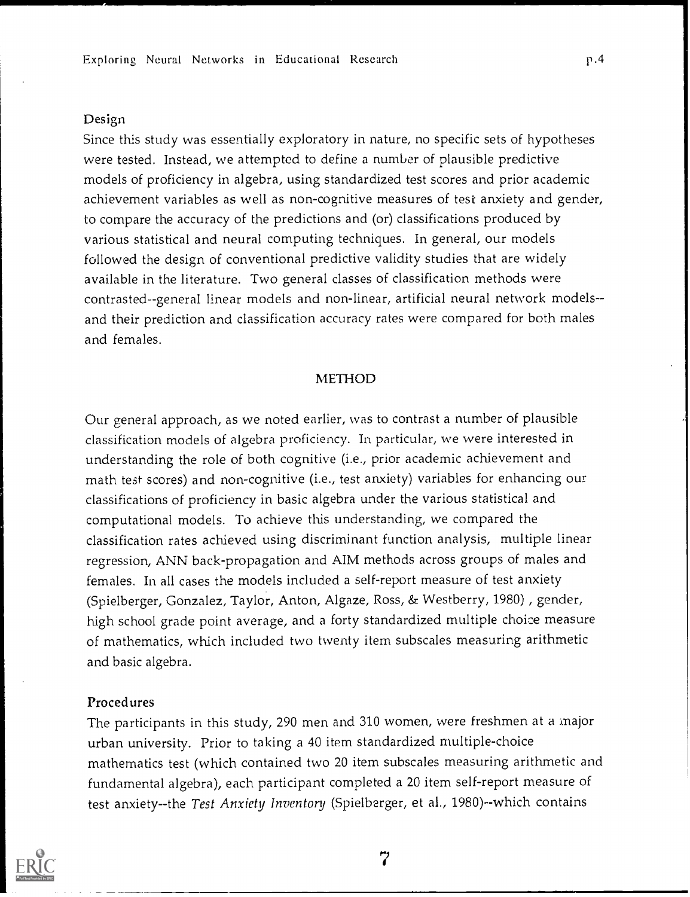### Design

Since this study was essentially exploratory in nature, no specific sets of hypotheses were tested. Instead, we attempted to define a number of plausible predictive models of proficiency in algebra, using standardized test scores and prior academic achievement variables as well as non-cognitive measures of test anxiety and gender, to compare the accuracy of the predictions and (or) classifications produced by various statistical and neural computing techniques. In general, our models followed the design of conventional predictive validity studies that are widely available in the literature. Two general classes of classification methods were contrasted--general linear models and non-linear, artificial neural network models--and their prediction and classification accuracy rates were compared for both males and females.

## METHOD

Our general approach, as we noted earlier, was to contrast a number of plausible classification models of algebra proficiency. In particular, we were interested in understanding the role of both cognitive (i.e., prior academic achievement and math test scores) and non-cognitive (i.e., test anxiety) variables for enhancing our classifications of proficiency in basic algebra under the various statistical and computational models. To achieve this understanding, we compared the classification rates achieved using discriminant function analysis, multiple linear regression, ANN back-propagation and AIM methods across groups of males and females. In all cases the models included a self-report measure of test anxiety (Spielberger, Gonzalez, Taylor, Anton, Algaze, Ross, & Westberry, 1980) , gender, high school grade point average, and a forty standardized multiple choice measure of mathematics, which included two twenty item subscales measuring arithmetic and basic algebra.

### Procedures

The participants in this study, 290 men and 310 women, were freshmen at a major urban university. Prior to taking a 40 item standardized multiple-choice mathematics test (which contained two 20 item subscales measuring arithmetic and fundamental algebra), each participant completed a 20 item self-report measure of test anxiety--the *Test Anxiety Inventory* (Spielberger, et al., 1980)--which contains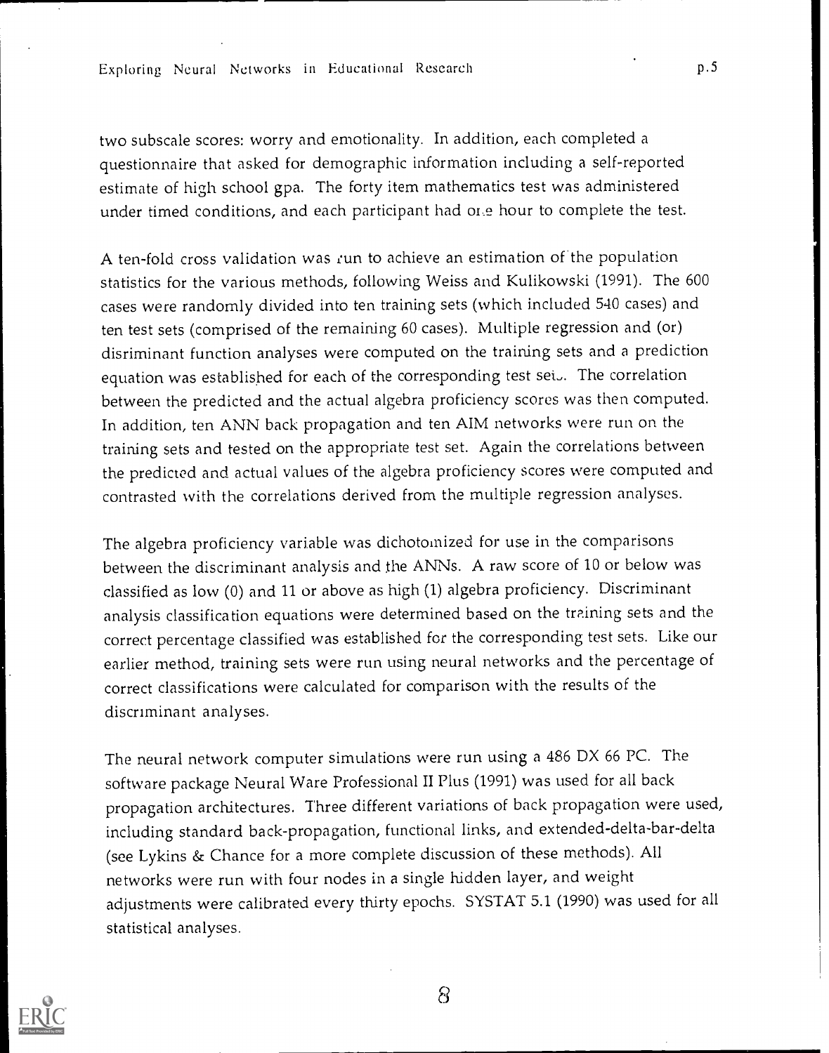two subscale scores: worry and emotionality. In addition, each completed a questionnaire that asked for demographic information including a self-reported estimate of high school gpa. The forty item mathematics test was administered under timed conditions, and each participant had one hour to complete the test.

A ten-fold cross validation was run to achieve an estimation of the population statistics for the various methods, following Weiss and Kulikowski (1991). The 600 cases were randomly divided into ten training sets (which included 540 cases) and ten test sets (comprised of the remaining 60 cases). Multiple regression and (or) disriminant function analyses were computed on the training sets and a prediction equation was established for each of the corresponding test sets. The correlation between the predicted and the actual algebra proficiency scores was then computed. In addition, ten ANN back propagation and ten AIM networks were run on the training sets and tested on the appropriate test set. Again the correlations between the predicted and actual values of the algebra proficiency scores were computed and contrasted with the correlations derived from the multiple regression analyses.

The algebra proficiency variable was dichotomized for use in the comparisons between the discriminant analysis and the ANNs. A raw score of 10 or below was classified as low (0) and 11 or above as high (1) algebra proficiency. Discriminant analysis classification equations were determined based on the training sets and the correct percentage classified was established for the corresponding test sets. Like our earlier method, training sets were run using neural networks and the percentage of correct classifications were calculated for comparison with the results of the discriminant analyses.

The neural network computer simulations were run using a 486 DX 66 PC. The software package Neural Ware Professional II Plus (1991) was used for all back propagation architectures. Three different variations of back propagation were used, including standard back-propagation, functional links, and extended-delta-bar-delta (see Lykins & Chance for a more complete discussion of these methods). All networks were run with four nodes in a single hidden layer, and weight adjustments were calibrated every thirty epochs. SYSTAT 5.1 (1990) was used for all statistical analyses.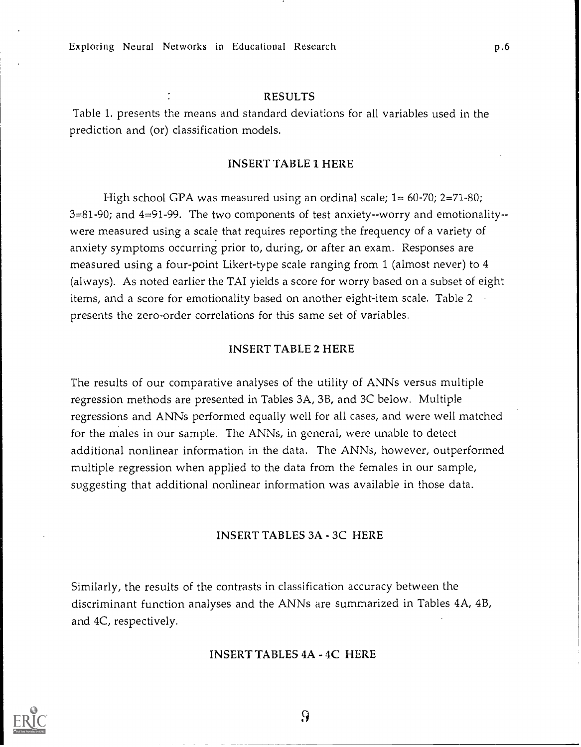## RESULTS

Table 1. presents the means and standard deviations for all variables used in the prediction and (or) classification models.

INSERT TABLE 1 HERE

High school GPA was measured using an ordinal scale; 1= 60-70; 2=71-80; 3=81-90; and 4=91-99. The two components of test anxiety--worry and emotionality--were measured using a scale that requires reporting the frequency of a variety of anxiety symptoms occurring prior to, during, or after an exam. Responses are measured using a four-point Likert-type scale ranging from 1 (almost never) to 4 (always). As noted earlier the TAI yields a score for worry based on a subset of eight items, and a score for emotionality based on another eight-item scale. Table 2 presents the zero-order correlations for this same set of variables.

INSERT TABLE 2 HERE

The results of our comparative analyses of the utility of ANNs versus multiple regression methods are presented in Tables 3A, 3B, and 3C below. Multiple regressions and ANNs performed equally well for all cases, and were well matched for the males in our sample. The ANNs, in general, were unable to detect additional nonlinear information in the data. The ANNs, however, outperformed multiple regression when applied to the data from the females in our sample, suggesting that additional nonlinear information was available in those data.

INSERT TABLES 3A - 3C HERE

Similarly, the results of the contrasts in classification accuracy between the discriminant function analyses and the ANNs are summarized in Tables 4A, 4B, and 4C, respectively.

INSERT TABLES 4A - 4C HERE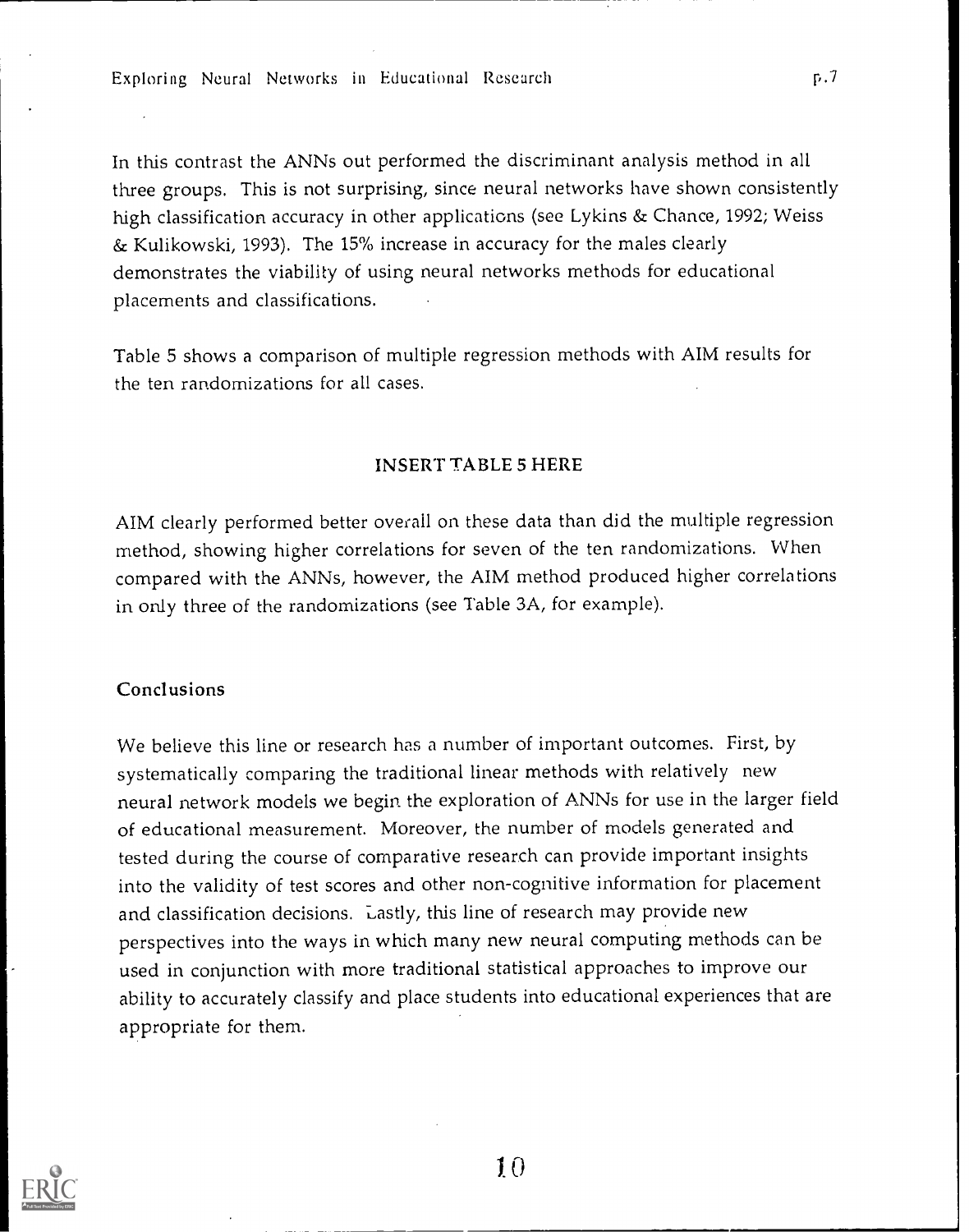In this contrast the ANNs out performed the discriminant analysis method in all three groups. This is not surprising, since neural networks have shown consistently high classification accuracy in other applications (see Lykins & Chance, 1992; Weiss & Kulikowski, 1993). The 15% increase in accuracy for the males clearly demonstrates the viability of using neural networks methods for educational placements and classifications.

Table 5 shows a comparison of multiple regression methods with AIM results for the ten randomizations for all cases.

INSERT TABLE 5 HERE

AIM clearly performed better overall on these data than did the multiple regression method, showing higher correlations for seven of the ten randomizations. When compared with the ANNs, however, the AIM method produced higher correlations in only three of the randomizations (see Table 3A, for example).

## Conclusions

We believe this line or research has a number of important outcomes. First, by systematically comparing the traditional linear methods with relatively new neural network models we begin the exploration of ANNs for use in the larger field of educational measurement. Moreover, the number of models generated and tested during the course of comparative research can provide important insights into the validity of test scores and other non-cognitive information for placement and classification decisions. Lastly, this line of research may provide new perspectives into the ways in which many new neural computing methods can be used in conjunction with more traditional statistical approaches to improve our ability to accurately classify and place students into educational experiences that are appropriate for them.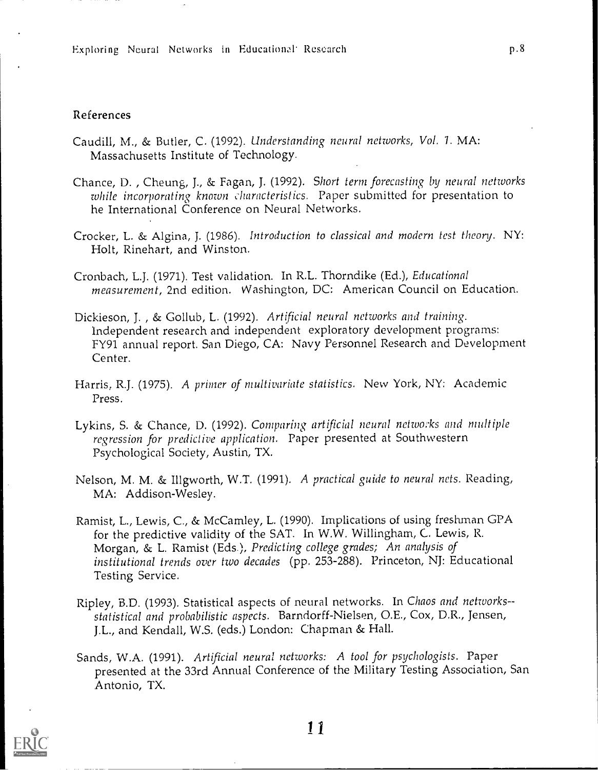## References

Caudill, M., & Butler, C. (1992). *Understanding neural networks, Vol. 1.* MA: Massachusetts Institute of Technology.

Chance, D. , Cheung, J., & Fagan, J. (1992). *Short term forecasting by neural networks while incorporating known characteristics.* Paper submitted for presentation to he International Conference on Neural Networks.

Crocker, L. & Algina, J. (1986). *Introduction to classical and modern test theory.* NY: Holt, Rinehart, and Winston.

Cronbach, L.J. (1971). Test validation. In R.L. Thorndike (Ed.), *Educational measurement*, 2nd edition. Washington, DC: American Council on Education.

Dickieson, J. , & Gollub, L. (1992). *Artificial neural networks and training.* Independent research and independent exploratory development programs: FY91 annual report. San Diego, CA: Navy Personnel Research and Development Center.

Harris, R.J. (1975). *A primer of multivariate statistics.* New York, NY: Academic Press.

Lykins, S. & Chance, D. (1992). *Comparing artificial neural networks and multiple regression for predictive application.* Paper presented at Southwestern Psychological Society, Austin, TX.

Nelson, M. M. & Illgworth, W.T. (1991). *A practical guide to neural nets.* Reading, MA: Addison-Wesley.

Ramist, L., Lewis, C., & McCamley, L. (1990). Implications of using freshman GPA for the predictive validity of the SAT. In W.W. Willingham, C. Lewis, R. Morgan, & L. Ramist (Eds.), *Predicting college grades; An analysis of institutional trends over two decades* (pp. 253-288). Princeton, NJ: Educational Testing Service.

Ripley, B.D. (1993). Statistical aspects of neural networks. In *Chaos and networks--statistical and probabilistic aspects.* Barndorff-Nielsen, O.E., Cox, D.R., Jensen, J.L., and Kendall, W.S. (eds.) London: Chapman & Hall.

Sands, W.A. (1991). *Artificial neural networks: A tool for psychologists.* Paper presented at the 33rd Annual Conference of the Military Testing Association, San Antonio, TX.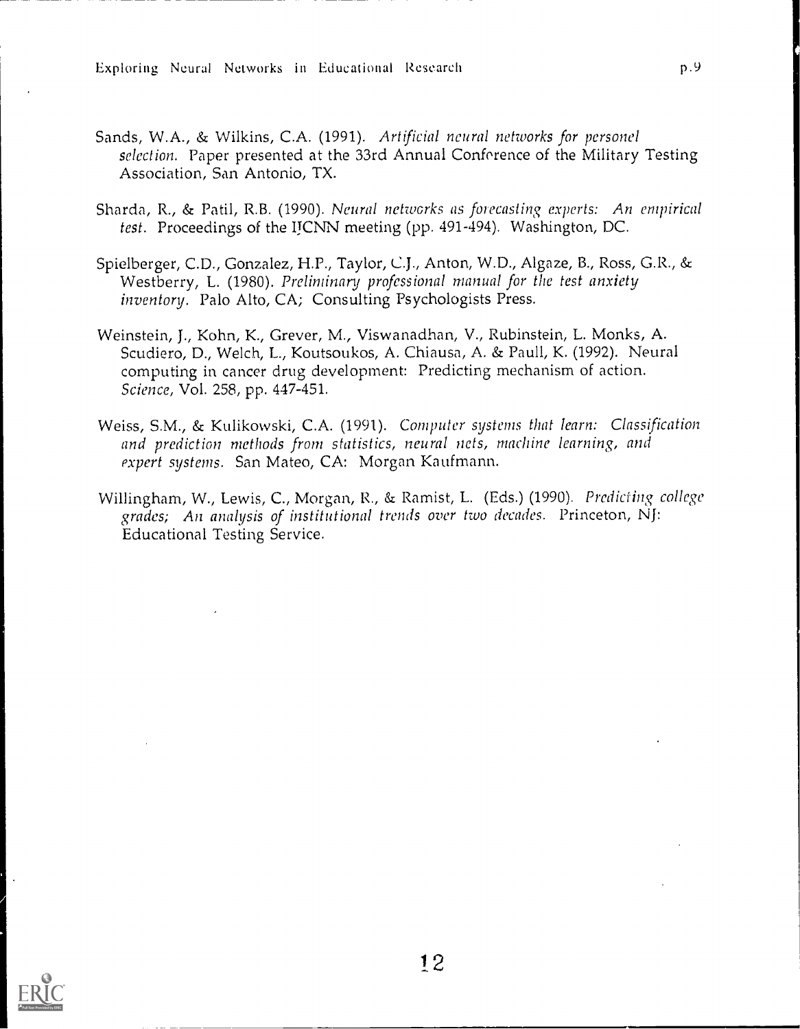Sands, W.A., & Wilkins, C.A. (1991). *Artificial neural networks for personel selection*. Paper presented at the 33rd Annual Conference of the Military Testing Association, San Antonio, TX.

Sharda, R., & Patil, R.B. (1990). *Neural networks as forecasting experts: An empirical test*. Proceedings of the IJCNN meeting (pp. 491-494). Washington, DC.

Spielberger, C.D., Gonzalez, H.P., Taylor, C.J., Anton, W.D., Algaze, B., Ross, G.R., & Westberry, L. (1980). *Preliminary professional manual for the test anxiety inventory*. Palo Alto, CA; Consulting Psychologists Press.

Weinstein, J., Kohn, K., Grever, M., Viswanadhan, V., Rubinstein, L. Monks, A. Scudiero, D., Welch, L., Koutsoukos, A. Chiausa, A. & Paull, K. (1992). Neural computing in cancer drug development: Predicting mechanism of action. *Science*, Vol. 258, pp. 447-451.

Weiss, S.M., & Kulikowski, C.A. (1991). *Computer systems that learn: Classification and prediction methods from statistics, neural nets, machine learning, and expert systems*. San Mateo, CA: Morgan Kaufmann.

Willingham, W., Lewis, C., Morgan, R., & Ramist, L. (Eds.) (1990). *Predicting college grades; An analysis of institutional trends over two decades*. Princeton, NJ: Educational Testing Service.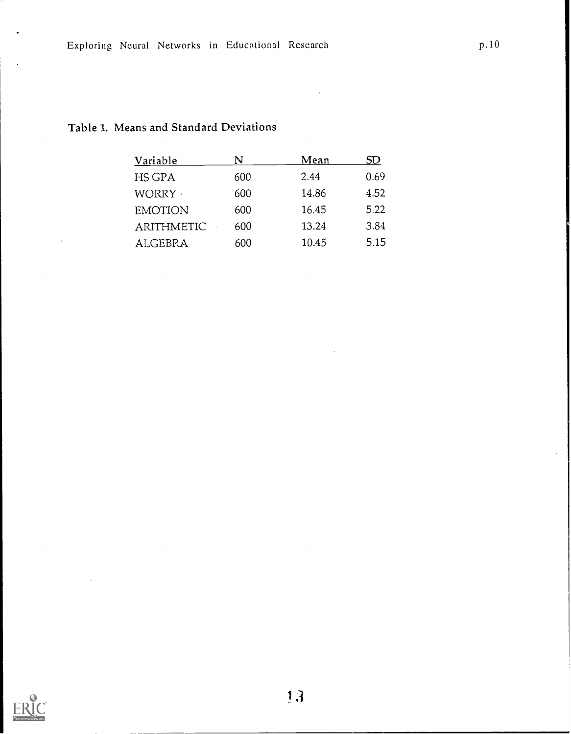Table 1. Means and Standard Deviations

| Variable | N | Mean | SD |
|---|---|---|---|
| HS GPA | 600 | 2.44 | 0.69 |
| WORRY | 600 | 14.86 | 4.52 |
| EMOTION | 600 | 16.45 | 5.22 |
| ARITHMETIC | 600 | 13.24 | 3.84 |
| ALGEBRA | 600 | 10.45 | 5.15 |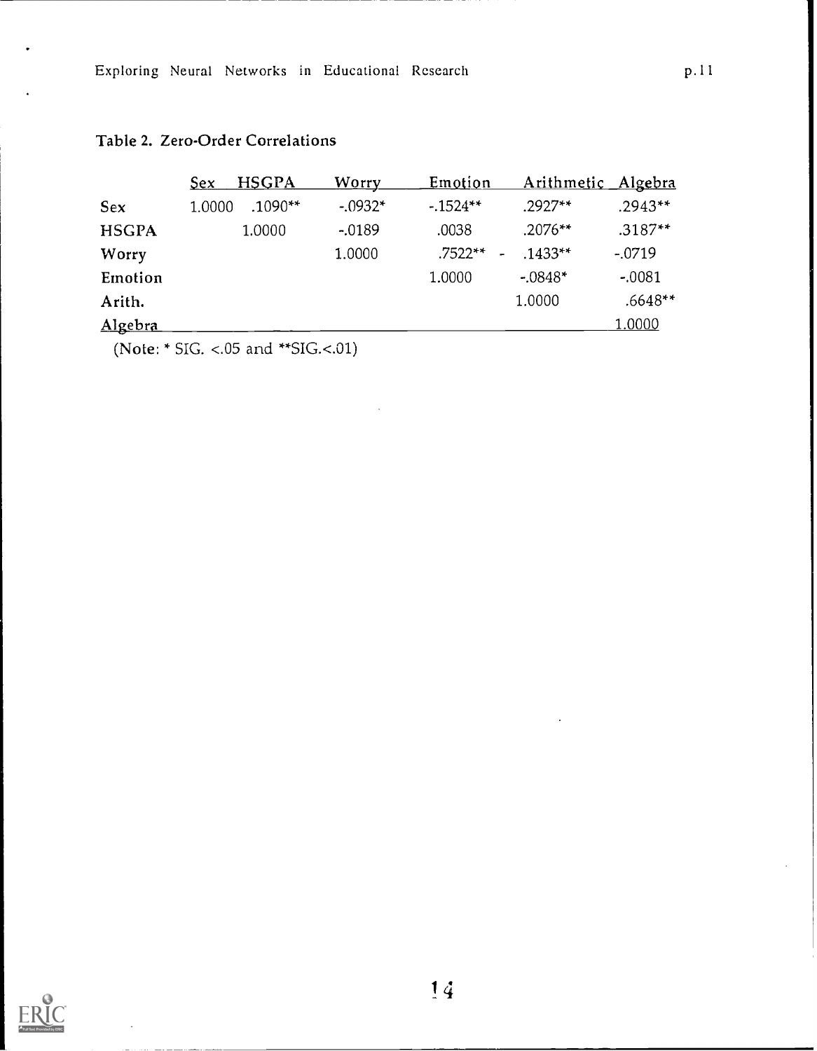## Table 2. Zero-Order Correlations

| | Sex | HSGPA | Worry | Emotion | Arithmetic | Algebra |
|---|---|---|---|---|---|---|
| Sex | 1.0000 | .1090** | -.0932* | -.1524** | .2927** | .2943** |
| HSGPA | | 1.0000 | -.0189 | .0038 | .2076** | .3187** |
| Worry | | | 1.0000 | .7522** | -.1433** | -.0719 |
| Emotion | | | | 1.0000 | -.0848* | -.0081 |
| Arith. | | | | | 1.0000 | .6648** |
| Algebra | | | | | | 1.0000 |

(Note: * SIG. <.05 and **SIG.<.01)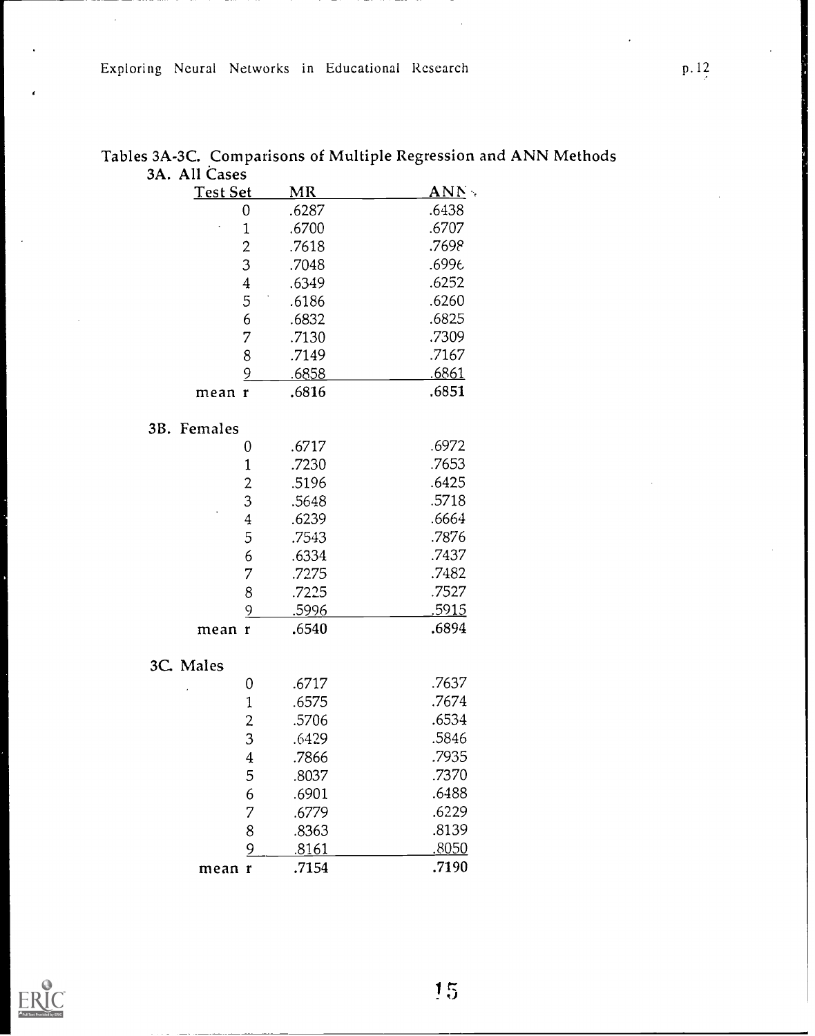Tables 3A-3C. Comparisons of Multiple Regression and ANN Methods

3A. All Cases

| Test Set | MR | ANN |
|---|---|---|
| 0 | .6287 | .6438 |
| 1 | .6700 | .6707 |
| 2 | .7618 | .7698 |
| 3 | .7048 | .6996 |
| 4 | .6349 | .6252 |
| 5 | .6186 | .6260 |
| 6 | .6832 | .6825 |
| 7 | .7130 | .7309 |
| 8 | .7149 | .7167 |
| 9 | .6858 | .6861 |
| mean r | .6816 | .6851 |

3B. Females

| Test Set | MR | ANN |
|---|---|---|
| 0 | .6717 | .6972 |
| 1 | .7230 | .7653 |
| 2 | .5196 | .6425 |
| 3 | .5648 | .5718 |
| 4 | .6239 | .6664 |
| 5 | .7543 | .7876 |
| 6 | .6334 | .7437 |
| 7 | .7275 | .7482 |
| 8 | .7225 | .7527 |
| 9 | .5996 | .5915 |
| mean r | .6540 | .6894 |

3C. Males

| Test Set | MR | ANN |
|---|---|---|
| 0 | .6717 | .7637 |
| 1 | .6575 | .7674 |
| 2 | .5706 | .6534 |
| 3 | .6429 | .5846 |
| 4 | .7866 | .7935 |
| 5 | .8037 | .7370 |
| 6 | .6901 | .6488 |
| 7 | .6779 | .6229 |
| 8 | .8363 | .8139 |
| 9 | .8161 | .8050 |
| mean r | .7154 | .7190 |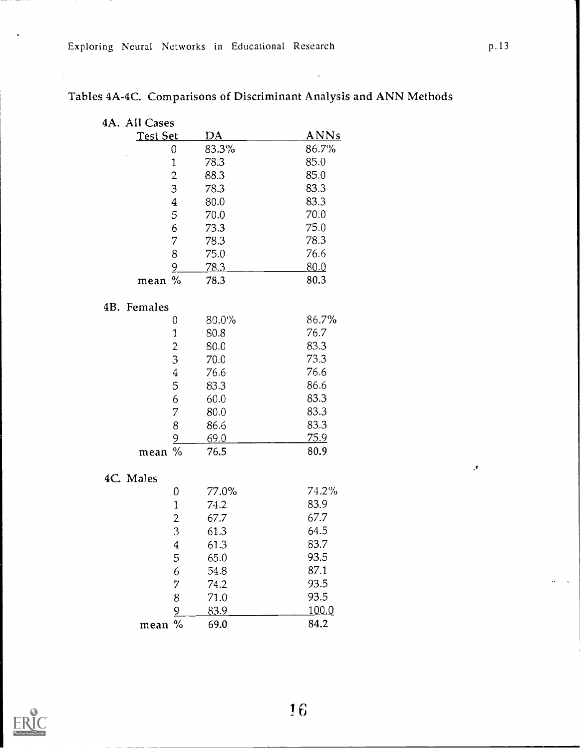## Tables 4A-4C. Comparisons of Discriminant Analysis and ANN Methods

4A. All Cases

| Test Set | DA | ANNs |
|---|---|---|
| 0 | 83.3% | 86.7% |
| 1 | 78.3 | 85.0 |
| 2 | 88.3 | 85.0 |
| 3 | 78.3 | 83.3 |
| 4 | 80.0 | 83.3 |
| 5 | 70.0 | 70.0 |
| 6 | 73.3 | 75.0 |
| 7 | 78.3 | 78.3 |
| 8 | 75.0 | 76.6 |
| 9 | 78.3 | 80.0 |
| mean % | 78.3 | 80.3 |

4B. Females

| Test Set | DA | ANNs |
|---|---|---|
| 0 | 80.0% | 86.7% |
| 1 | 80.8 | 76.7 |
| 2 | 80.0 | 83.3 |
| 3 | 70.0 | 73.3 |
| 4 | 76.6 | 76.6 |
| 5 | 83.3 | 86.6 |
| 6 | 60.0 | 83.3 |
| 7 | 80.0 | 83.3 |
| 8 | 86.6 | 83.3 |
| 9 | 69.0 | 75.9 |
| mean % | 76.5 | 80.9 |

4C. Males

| Test Set | DA | ANNs |
|---|---|---|
| 0 | 77.0% | 74.2% |
| 1 | 74.2 | 83.9 |
| 2 | 67.7 | 67.7 |
| 3 | 61.3 | 64.5 |
| 4 | 61.3 | 83.7 |
| 5 | 65.0 | 93.5 |
| 6 | 54.8 | 87.1 |
| 7 | 74.2 | 93.5 |
| 8 | 71.0 | 93.5 |
| 9 | 83.9 | 100.0 |
| mean % | 69.0 | 84.2 |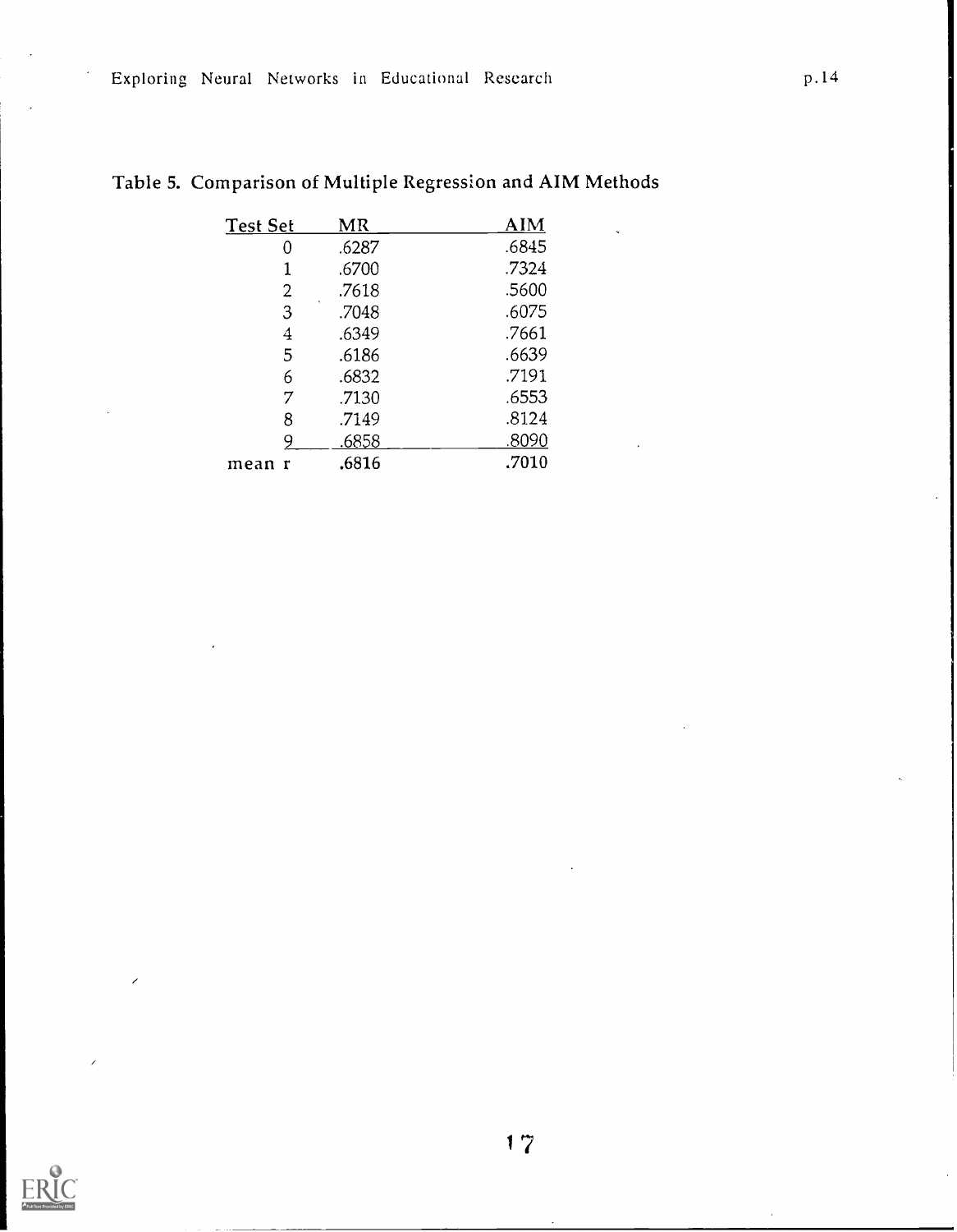Table 5. Comparison of Multiple Regression and AIM Methods

| Test Set | MR | AIM |
|---|---|---|
| 0 | .6287 | .6845 |
| 1 | .6700 | .7324 |
| 2 | .7618 | .5600 |
| 3 | .7048 | .6075 |
| 4 | .6349 | .7661 |
| 5 | .6186 | .6639 |
| 6 | .6832 | .7191 |
| 7 | .7130 | .6553 |
| 8 | .7149 | .8124 |
| 9 | .6858 | .8090 |
| mean r | .6816 | .7010 |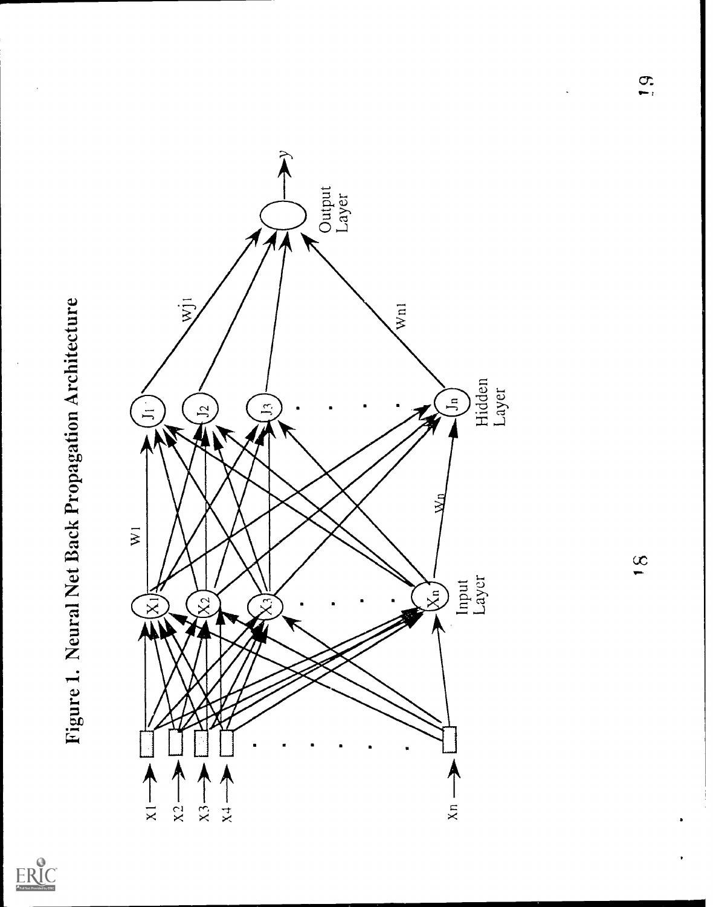# Figure 1. Neural Net Back Propagation Architecture

X1
X2
X3
X4
Xn

$X_1$
$X_2$
$X_3$
$X_n$
Input Layer

W1
Wn

$J_1$
$J_2$
$J_3$
$J_n$
Hidden Layer

Wj1
Wn1

Output Layer

y